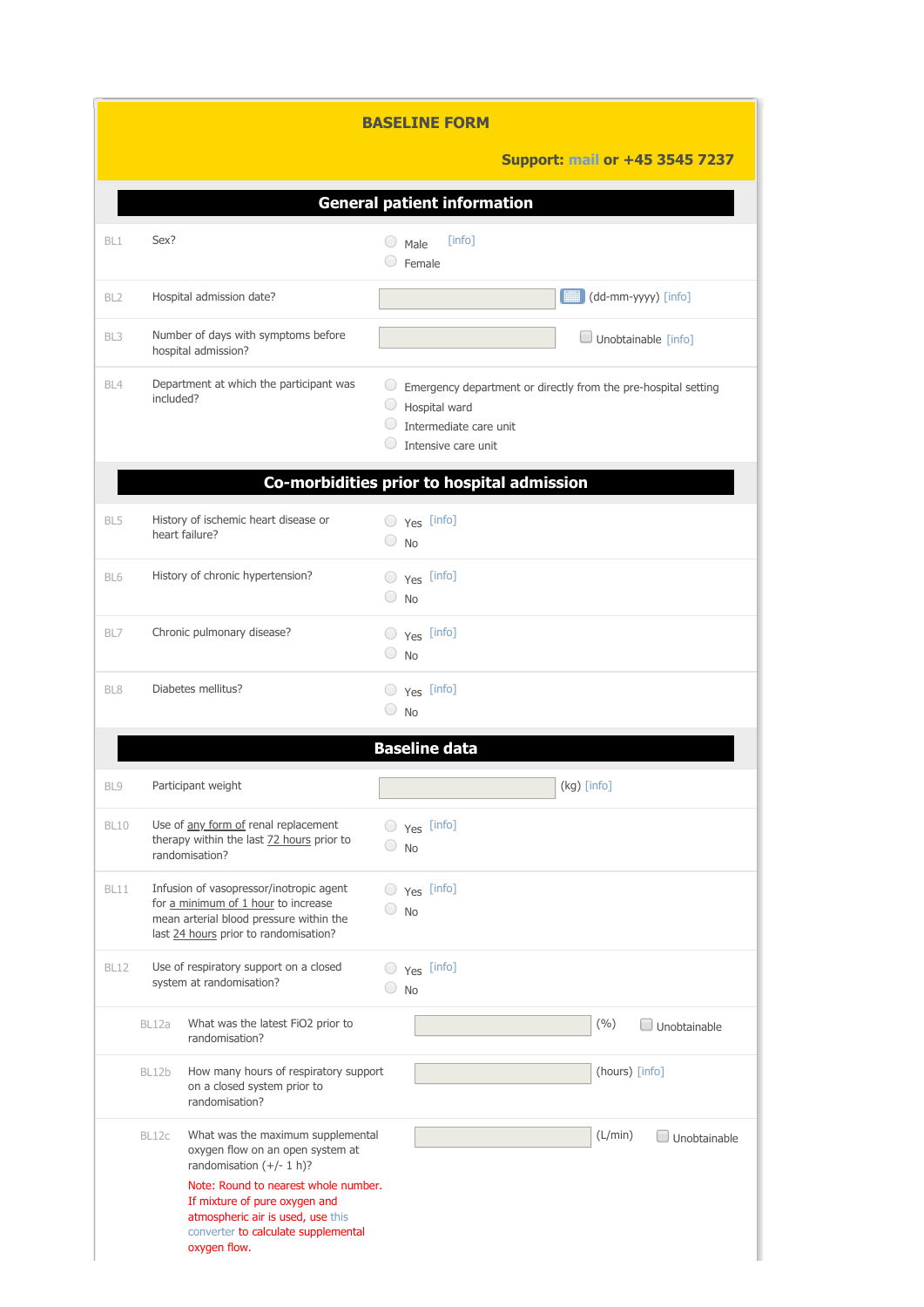# BASELINE FORM

**Support: mail or +45 3545 7237**

## General patient information

| | | |
|---|---|---|
| BL1 | Sex? | ○ Male [info]<br>○ Female |
| BL2 | Hospital admission date? | ____ (dd-mm-yyyy) [info] |
| BL3 | Number of days with symptoms before hospital admission? | ____ ☐ Unobtainable [info] |
| BL4 | Department at which the participant was included? | ○ Emergency department or directly from the pre-hospital setting<br>○ Hospital ward<br>○ Intermediate care unit<br>○ Intensive care unit |

## Co-morbidities prior to hospital admission

| | | |
|---|---|---|
| BL5 | History of ischemic heart disease or heart failure? | ○ Yes [info]<br>○ No |
| BL6 | History of chronic hypertension? | ○ Yes [info]<br>○ No |
| BL7 | Chronic pulmonary disease? | ○ Yes [info]<br>○ No |
| BL8 | Diabetes mellitus? | ○ Yes [info]<br>○ No |

## Baseline data

| | | |
|---|---|---|
| BL9 | Participant weight | ____ (kg) [info] |
| BL10 | Use of any form of renal replacement therapy within the last 72 hours prior to randomisation? | ○ Yes [info]<br>○ No |
| BL11 | Infusion of vasopressor/inotropic agent for a minimum of 1 hour to increase mean arterial blood pressure within the last 24 hours prior to randomisation? | ○ Yes [info]<br>○ No |
| BL12 | Use of respiratory support on a closed system at randomisation? | ○ Yes [info]<br>○ No |
| BL12a | What was the latest FiO2 prior to randomisation? | ____ (%) ☐ Unobtainable |
| BL12b | How many hours of respiratory support on a closed system prior to randomisation? | ____ (hours) [info] |
| BL12c | What was the maximum supplemental oxygen flow on an open system at randomisation (+/- 1 h)?<br>Note: Round to nearest whole number. If mixture of pure oxygen and atmospheric air is used, use this converter to calculate supplemental oxygen flow. | ____ (L/min) ☐ Unobtainable |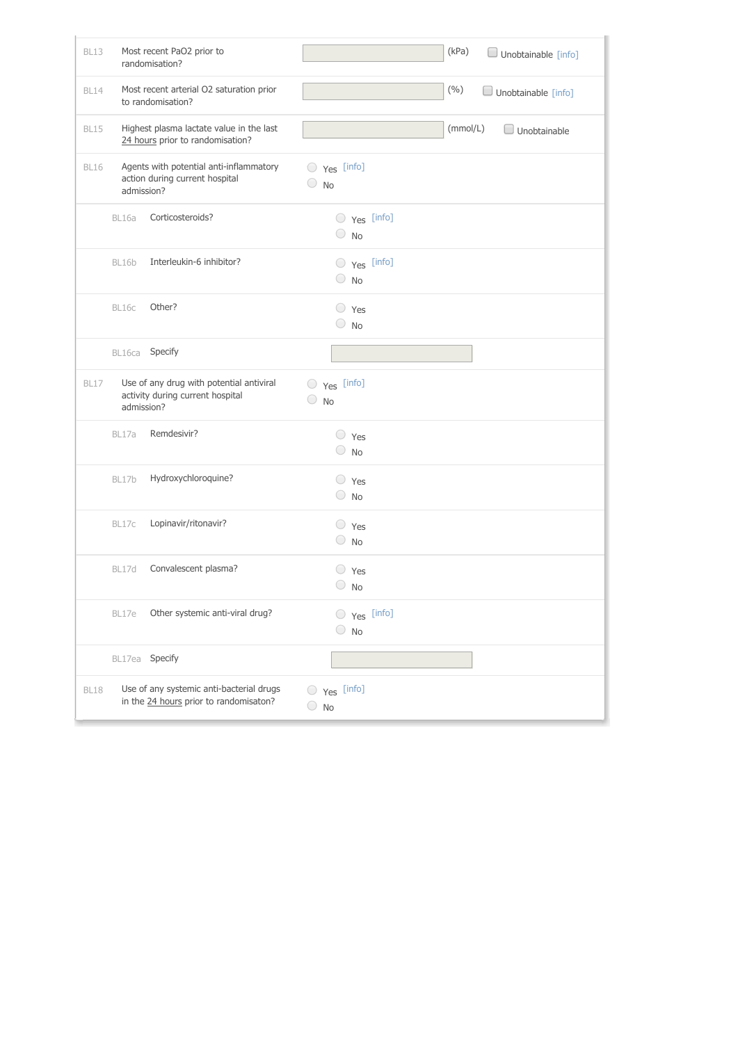| | | |
|---|---|---|
| BL13 | Most recent PaO2 prior to randomisation? | (kPa) ☐ Unobtainable [info] |
| BL14 | Most recent arterial O2 saturation prior to randomisation? | (%) ☐ Unobtainable [info] |
| BL15 | Highest plasma lactate value in the last 24 hours prior to randomisation? | (mmol/L) ☐ Unobtainable |
| BL16 | Agents with potential anti-inflammatory action during current hospital admission? | ○ Yes [info] ○ No |
| BL16a | Corticosteroids? | ○ Yes [info] ○ No |
| BL16b | Interleukin-6 inhibitor? | ○ Yes [info] ○ No |
| BL16c | Other? | ○ Yes ○ No |
| BL16ca | Specify | |
| BL17 | Use of any drug with potential antiviral activity during current hospital admission? | ○ Yes [info] ○ No |
| BL17a | Remdesivir? | ○ Yes ○ No |
| BL17b | Hydroxychloroquine? | ○ Yes ○ No |
| BL17c | Lopinavir/ritonavir? | ○ Yes ○ No |
| BL17d | Convalescent plasma? | ○ Yes ○ No |
| BL17e | Other systemic anti-viral drug? | ○ Yes [info] ○ No |
| BL17ea | Specify | |
| BL18 | Use of any systemic anti-bacterial drugs in the 24 hours prior to randomisaton? | ○ Yes [info] ○ No |